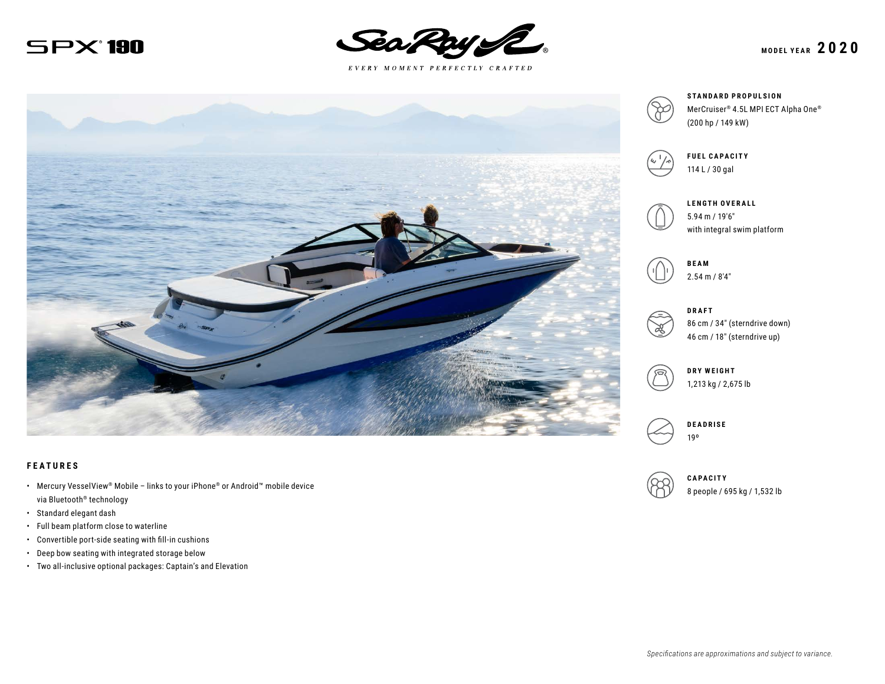# SPX® 190

Sea Ray®

*EVERY MOMENT PERFECTLY CRAFTED*

**MODEL YEAR 2020**

**STANDARD PROPULSION**
MerCruiser® 4.5L MPI ECT Alpha One®
(200 hp / 149 kW)

**FUEL CAPACITY**
114 L / 30 gal

**LENGTH OVERALL**
5.94 m / 19'6"
with integral swim platform

**BEAM**
2.54 m / 8'4"

**DRAFT**
86 cm / 34" (sterndrive down)
46 cm / 18" (sterndrive up)

**DRY WEIGHT**
1,213 kg / 2,675 lb

**DEADRISE**
19º

**CAPACITY**
8 people / 695 kg / 1,532 lb

## FEATURES

- Mercury VesselView® Mobile – links to your iPhone® or Android™ mobile device via Bluetooth® technology
- Standard elegant dash
- Full beam platform close to waterline
- Convertible port-side seating with fill-in cushions
- Deep bow seating with integrated storage below
- Two all-inclusive optional packages: Captain's and Elevation

*Specifications are approximations and subject to variance.*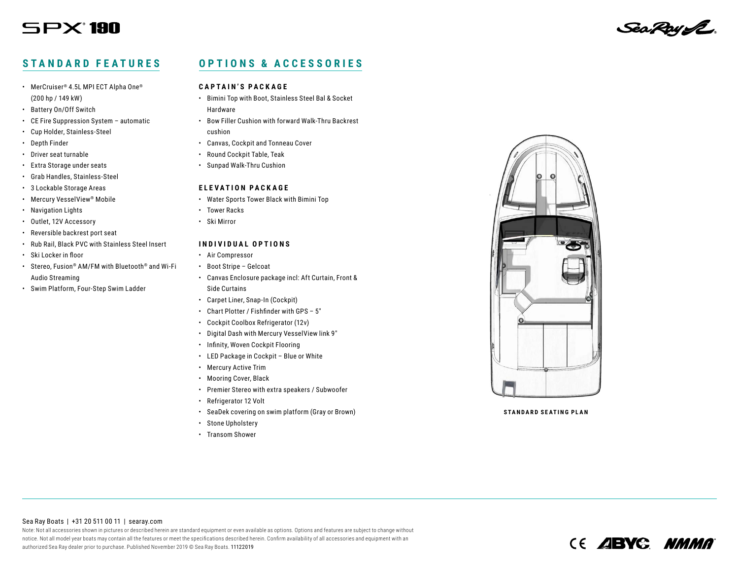# SPX 190

## STANDARD FEATURES

- MerCruiser® 4.5L MPI ECT Alpha One® (200 hp / 149 kW)
- Battery On/Off Switch
- CE Fire Suppression System – automatic
- Cup Holder, Stainless-Steel
- Depth Finder
- Driver seat turnable
- Extra Storage under seats
- Grab Handles, Stainless-Steel
- 3 Lockable Storage Areas
- Mercury VesselView® Mobile
- Navigation Lights
- Outlet, 12V Accessory
- Reversible backrest port seat
- Rub Rail, Black PVC with Stainless Steel Insert
- Ski Locker in floor
- Stereo, Fusion® AM/FM with Bluetooth® and Wi-Fi Audio Streaming
- Swim Platform, Four-Step Swim Ladder

## OPTIONS & ACCESSORIES

### CAPTAIN'S PACKAGE

- Bimini Top with Boot, Stainless Steel Bal & Socket Hardware
- Bow Filler Cushion with forward Walk-Thru Backrest cushion
- Canvas, Cockpit and Tonneau Cover
- Round Cockpit Table, Teak
- Sunpad Walk-Thru Cushion

### ELEVATION PACKAGE

- Water Sports Tower Black with Bimini Top
- Tower Racks
- Ski Mirror

### INDIVIDUAL OPTIONS

- Air Compressor
- Boot Stripe – Gelcoat
- Canvas Enclosure package incl: Aft Curtain, Front & Side Curtains
- Carpet Liner, Snap-In (Cockpit)
- Chart Plotter / Fishfinder with GPS – 5"
- Cockpit Coolbox Refrigerator (12v)
- Digital Dash with Mercury VesselView link 9"
- Infinity, Woven Cockpit Flooring
- LED Package in Cockpit – Blue or White
- Mercury Active Trim
- Mooring Cover, Black
- Premier Stereo with extra speakers / Subwoofer
- Refrigerator 12 Volt
- SeaDek covering on swim platform (Gray or Brown)
- Stone Upholstery
- Transom Shower

STANDARD SEATING PLAN

Sea Ray Boats | +31 20 511 00 11 | searay.com

Note: Not all accessories shown in pictures or described herein are standard equipment or even available as options. Options and features are subject to change without notice. Not all model year boats may contain all the features or meet the specifications described herein. Confirm availability of all accessories and equipment with an authorized Sea Ray dealer prior to purchase. Published November 2019 © Sea Ray Boats. 11122019